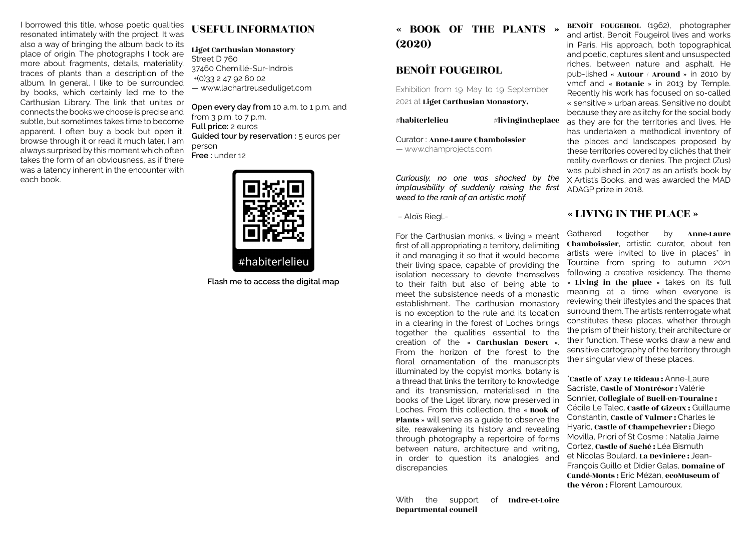I borrowed this title, whose poetic qualities resonated intimately with the project. It was also a way of bringing the album back to its place of origin. The photographs I took are more about fragments, details, materiality, traces of plants than a description of the album. In general, I like to be surrounded by books, which certainly led me to the Carthusian Library. The link that unites or connects the books we choose is precise and subtle, but sometimes takes time to become apparent. I often buy a book but open it, browse through it or read it much later, I am always surprised by this moment which often takes the form of an obviousness, as if there was a latency inherent in the encounter with each book.

## USEFUL INFORMATION

**Liget Carthusian Monastory**
Street D 760
37460 Chemillé-Sur-Indrois
+(0)33 2 47 92 60 02
— www.lachartreuseduliget.com

**Open every day from** 10 a.m. to 1 p.m. and from 3 p.m. to 7 p.m.
**Full price:** 2 euros
**Guided tour by reservation :** 5 euros per person
**Free :** under 12

#habiterlelieu

**Flash me to access the digital map**

# « BOOK OF THE PLANTS » (2020)

## BENOÎT FOUGEIROL

Exhibition from 19 May to 19 September 2021 at **Liget Carthusian Monastory.**

#**habiterlelieu** #**livingintheplace**

Curator : **Anne-Laure Chamboissier**
— www.champrojects.com

*Curiously, no one was shocked by the implausibility of suddenly raising the first weed to the rank of an artistic motif*

– Aloïs Riegl.-

For the Carthusian monks, « living » meant first of all appropriating a territory, delimiting it and managing it so that it would become their living space, capable of providing the isolation necessary to devote themselves to their faith but also of being able to meet the subsistence needs of a monastic establishment. The carthusian monastory is no exception to the rule and its location in a clearing in the forest of Loches brings together the qualities essential to the creation of the « **Carthusian Desert** ». From the horizon of the forest to the floral ornamentation of the manuscripts illuminated by the copyist monks, botany is a thread that links the territory to knowledge and its transmission, materialised in the books of the Liget library, now preserved in Loches. From this collection, the « **Book of Plants** » will serve as a guide to observe the site, reawakening its history and revealing through photography a repertoire of forms between nature, architecture and writing, in order to question its analogies and discrepancies.

With the support of **Indre-et-Loire Departmental council**

**BENOÎT FOUGEIROL** (1962), photographer and artist, Benoît Fougeirol lives and works in Paris. His approach, both topographical and poetic, captures silent and unsuspected riches, between nature and asphalt. He pub-lished « **Autour** / **Around** » in 2010 by vmcf and « **Botanic** » in 2013 by Temple. Recently his work has focused on so-called « sensitive » urban areas. Sensitive no doubt because they are as itchy for the social body as they are for the territories and lives. He has undertaken a methodical inventory of the places and landscapes proposed by these territories covered by clichés that their reality overflows or denies. The project (Zus) was published in 2017 as an artist's book by X Artist's Books, and was awarded the MAD ADAGP prize in 2018.

## « LIVING IN THE PLACE »

Gathered together by **Anne-Laure Chamboissier**, artistic curator, about ten artists were invited to live in places* in Touraine from spring to autumn 2021 following a creative residency. The theme « **Living in the place** » takes on its full meaning at a time when everyone is reviewing their lifestyles and the spaces that surround them. The artists renterrogate what constitutes these places, whether through the prism of their history, their architecture or their function. These works draw a new and sensitive cartography of the territory through their singular view of these places.

***Castle of Azay Le Rideau :** Anne-Laure Sacriste, **Castle of Montrésor :** Valérie Sonnier, **Collegiale of Bueil-en-Touraine :** Cécile Le Talec, **Castle of Gizeux :** Guillaume Constantin, **Castle of Valmer :** Charles le Hyaric, **Castle of Champchevrier :** Diego Movilla, Priori of St Cosme : Natalia Jaime Cortez, **Castle of Saché :** Léa Bismuth et Nicolas Boulard, **La Deviniere :** Jean-François Guillo et Didier Galas, **Domaine of Candé-Monts :** Eric Mézan, **ecoMuseum of the Véron :** Florent Lamouroux.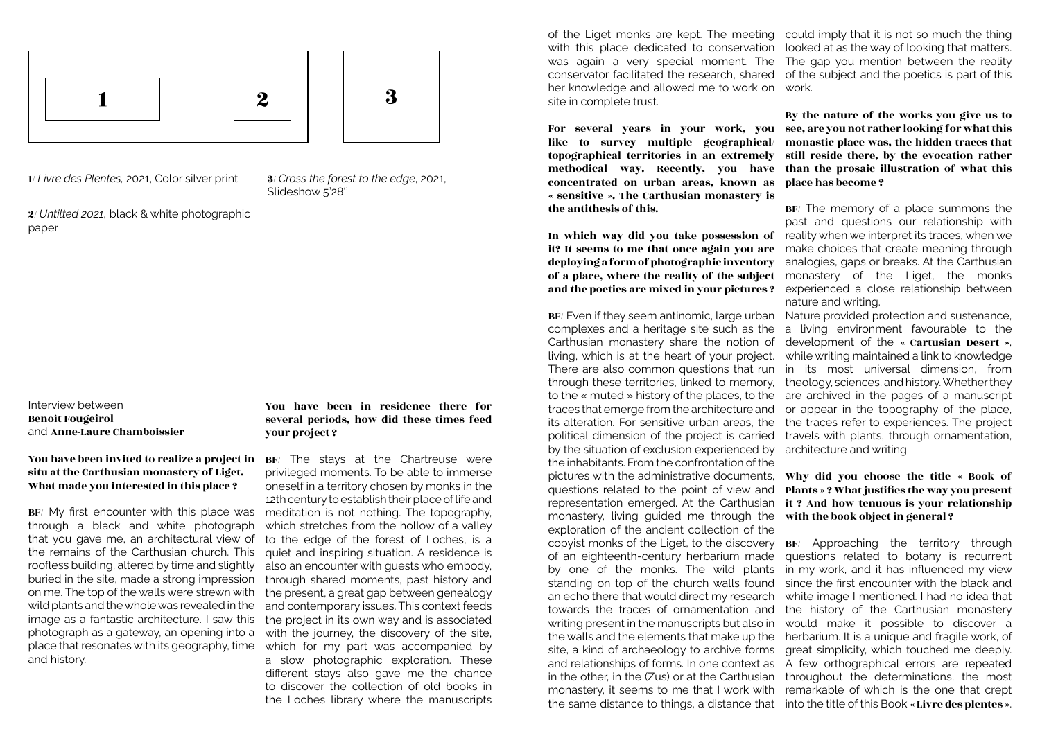1

2

3

**1**/ *Livre des Plentes*, 2021, Color silver print

**2**/ *Untilted 2021*, black & white photographic paper

**3**/ *Cross the forest to the edge*, 2021, Slideshow 5'28''

Interview between
**Benoit Fougeirol**
and **Anne-Laure Chamboissier**

**You have been invited to realize a project in situ at the Carthusian monastery of Liget. What made you interested in this place ?**

**BF**/ My first encounter with this place was through a black and white photograph that you gave me, an architectural view of the remains of the Carthusian church. This roofless building, altered by time and slightly buried in the site, made a strong impression on me. The top of the walls were strewn with wild plants and the whole was revealed in the image as a fantastic architecture. I saw this photograph as a gateway, an opening into a place that resonates with its geography, time and history.

**You have been in residence there for several periods, how did these times feed your project ?**

**BF**/ The stays at the Chartreuse were privileged moments. To be able to immerse oneself in a territory chosen by monks in the 12th century to establish their place of life and meditation is not nothing. The topography, which stretches from the hollow of a valley to the edge of the forest of Loches, is a quiet and inspiring situation. A residence is also an encounter with guests who embody, through shared moments, past history and the present, a great gap between genealogy and contemporary issues. This context feeds the project in its own way and is associated with the journey, the discovery of the site, which for my part was accompanied by a slow photographic exploration. These different stays also gave me the chance to discover the collection of old books in the Loches library where the manuscripts of the Liget monks are kept. The meeting with this place dedicated to conservation was again a very special moment. The conservator facilitated the research, shared her knowledge and allowed me to work on site in complete trust.

**For several years in your work, you like to survey multiple geographical/ topographical territories in an extremely methodical way. Recently, you have concentrated on urban areas, known as « sensitive ». The Carthusian monastery is the antithesis of this.**

**In which way did you take possession of it? It seems to me that once again you are deploying a form of photographic inventory of a place, where the reality of the subject and the poetics are mixed in your pictures ?**

**BF**/ Even if they seem antinomic, large urban complexes and a heritage site such as the Carthusian monastery share the notion of living, which is at the heart of your project. There are also common questions that run through these territories, linked to memory, to the « muted » history of the places, to the traces that emerge from the architecture and its alteration. For sensitive urban areas, the political dimension of the project is carried by the situation of exclusion experienced by the inhabitants. From the confrontation of the pictures with the administrative documents, questions related to the point of view and representation emerged. At the Carthusian monastery, living guided me through the exploration of the ancient collection of the copyist monks of the Liget, to the discovery of an eighteenth-century herbarium made by one of the monks. The wild plants standing on top of the church walls found an echo there that would direct my research towards the traces of ornamentation and writing present in the manuscripts but also in the walls and the elements that make up the site, a kind of archaeology to archive forms and relationships of forms. In one context as in the other, in the (Zus) or at the Carthusian monastery, it seems to me that I work with the same distance to things, a distance that could imply that it is not so much the thing looked at as the way of looking that matters. The gap you mention between the reality of the subject and the poetics is part of this work.

**By the nature of the works you give us to see, are you not rather looking for what this monastic place was, the hidden traces that still reside there, by the evocation rather than the prosaic illustration of what this place has become ?**

**BF**/ The memory of a place summons the past and questions our relationship with reality when we interpret its traces, when we make choices that create meaning through analogies, gaps or breaks. At the Carthusian monastery of the Liget, the monks experienced a close relationship between nature and writing.
Nature provided protection and sustenance, a living environment favourable to the development of the « **Cartusian Desert** », while writing maintained a link to knowledge in its most universal dimension, from theology, sciences, and history. Whether they are archived in the pages of a manuscript or appear in the topography of the place, the traces refer to experiences. The project travels with plants, through ornamentation, architecture and writing.

**Why did you choose the title « Book of Plants » ? What justifies the way you present it ? And how tenuous is your relationship with the book object in general ?**

**BF**/ Approaching the territory through questions related to botany is recurrent in my work, and it has influenced my view since the first encounter with the black and white image I mentioned. I had no idea that the history of the Carthusian monastery would make it possible to discover a herbarium. It is a unique and fragile work, of great simplicity, which touched me deeply. A few orthographical errors are repeated throughout the determinations, the most remarkable of which is the one that crept into the title of this Book « **Livre des plentes** ».